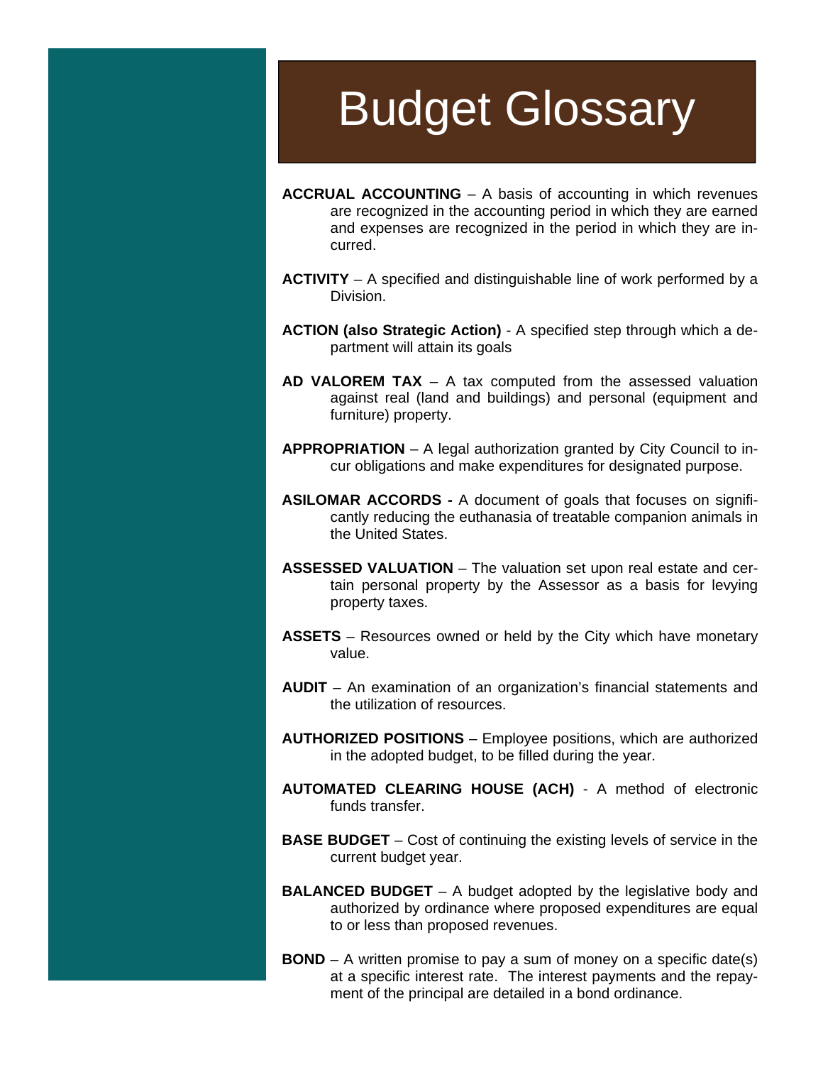# Budget Glossary

**ACCRUAL ACCOUNTING** – A basis of accounting in which revenues are recognized in the accounting period in which they are earned and expenses are recognized in the period in which they are incurred.

**ACTIVITY** – A specified and distinguishable line of work performed by a Division.

**ACTION (also Strategic Action)** - A specified step through which a department will attain its goals

**AD VALOREM TAX** – A tax computed from the assessed valuation against real (land and buildings) and personal (equipment and furniture) property.

**APPROPRIATION** – A legal authorization granted by City Council to incur obligations and make expenditures for designated purpose.

**ASILOMAR ACCORDS -** A document of goals that focuses on significantly reducing the euthanasia of treatable companion animals in the United States.

**ASSESSED VALUATION** – The valuation set upon real estate and certain personal property by the Assessor as a basis for levying property taxes.

**ASSETS** – Resources owned or held by the City which have monetary value.

**AUDIT** – An examination of an organization's financial statements and the utilization of resources.

**AUTHORIZED POSITIONS** – Employee positions, which are authorized in the adopted budget, to be filled during the year.

**AUTOMATED CLEARING HOUSE (ACH)** - A method of electronic funds transfer.

**BASE BUDGET** – Cost of continuing the existing levels of service in the current budget year.

**BALANCED BUDGET** – A budget adopted by the legislative body and authorized by ordinance where proposed expenditures are equal to or less than proposed revenues.

**BOND** – A written promise to pay a sum of money on a specific date(s) at a specific interest rate. The interest payments and the repayment of the principal are detailed in a bond ordinance.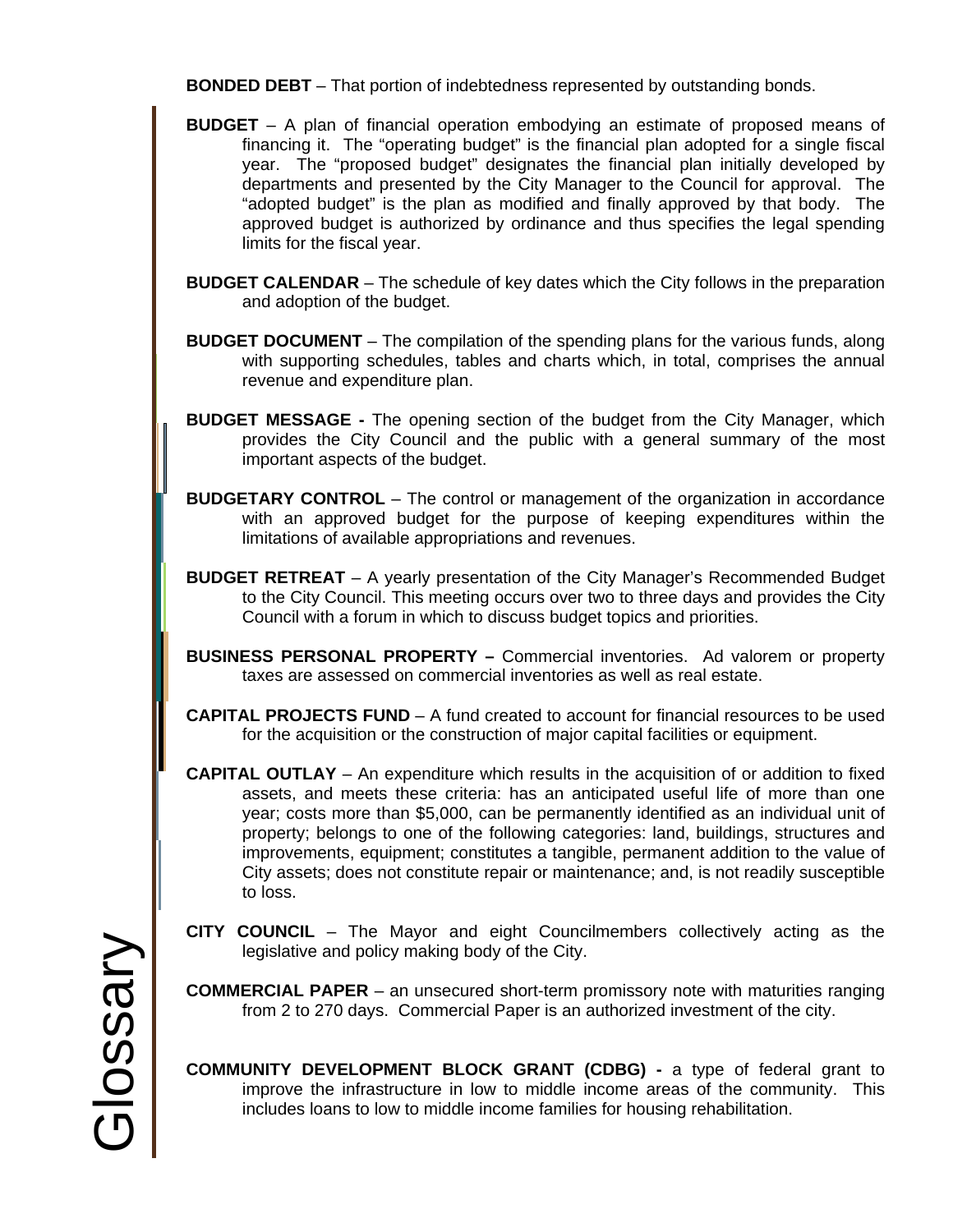**BONDED DEBT** – That portion of indebtedness represented by outstanding bonds.

**BUDGET** – A plan of financial operation embodying an estimate of proposed means of financing it. The "operating budget" is the financial plan adopted for a single fiscal year. The "proposed budget" designates the financial plan initially developed by departments and presented by the City Manager to the Council for approval. The "adopted budget" is the plan as modified and finally approved by that body. The approved budget is authorized by ordinance and thus specifies the legal spending limits for the fiscal year.

**BUDGET CALENDAR** – The schedule of key dates which the City follows in the preparation and adoption of the budget.

**BUDGET DOCUMENT** – The compilation of the spending plans for the various funds, along with supporting schedules, tables and charts which, in total, comprises the annual revenue and expenditure plan.

**BUDGET MESSAGE -** The opening section of the budget from the City Manager, which provides the City Council and the public with a general summary of the most important aspects of the budget.

**BUDGETARY CONTROL** – The control or management of the organization in accordance with an approved budget for the purpose of keeping expenditures within the limitations of available appropriations and revenues.

**BUDGET RETREAT** – A yearly presentation of the City Manager's Recommended Budget to the City Council. This meeting occurs over two to three days and provides the City Council with a forum in which to discuss budget topics and priorities.

**BUSINESS PERSONAL PROPERTY –** Commercial inventories. Ad valorem or property taxes are assessed on commercial inventories as well as real estate.

**CAPITAL PROJECTS FUND** – A fund created to account for financial resources to be used for the acquisition or the construction of major capital facilities or equipment.

**CAPITAL OUTLAY** – An expenditure which results in the acquisition of or addition to fixed assets, and meets these criteria: has an anticipated useful life of more than one year; costs more than $5,000, can be permanently identified as an individual unit of property; belongs to one of the following categories: land, buildings, structures and improvements, equipment; constitutes a tangible, permanent addition to the value of City assets; does not constitute repair or maintenance; and, is not readily susceptible to loss.

**CITY COUNCIL** – The Mayor and eight Councilmembers collectively acting as the legislative and policy making body of the City.

**COMMERCIAL PAPER** – an unsecured short-term promissory note with maturities ranging from 2 to 270 days. Commercial Paper is an authorized investment of the city.

**COMMUNITY DEVELOPMENT BLOCK GRANT (CDBG) -** a type of federal grant to improve the infrastructure in low to middle income areas of the community. This includes loans to low to middle income families for housing rehabilitation.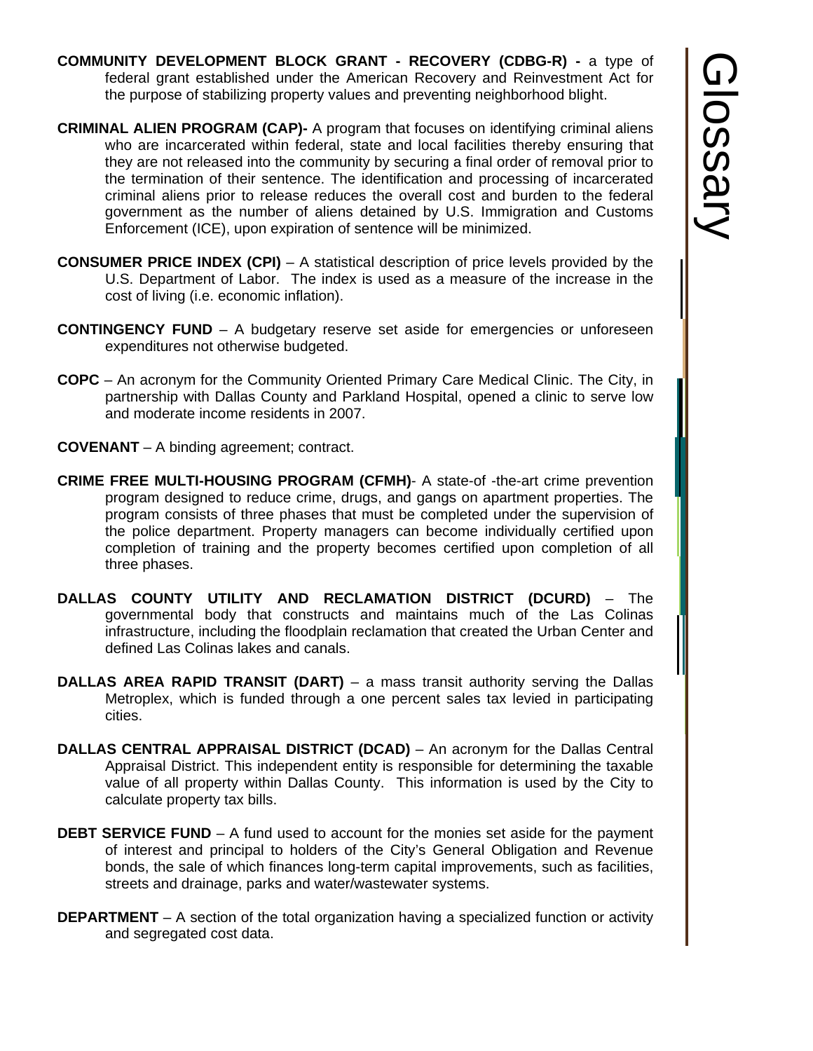**COMMUNITY DEVELOPMENT BLOCK GRANT - RECOVERY (CDBG-R) -** a type of federal grant established under the American Recovery and Reinvestment Act for the purpose of stabilizing property values and preventing neighborhood blight.

**CRIMINAL ALIEN PROGRAM (CAP)-** A program that focuses on identifying criminal aliens who are incarcerated within federal, state and local facilities thereby ensuring that they are not released into the community by securing a final order of removal prior to the termination of their sentence. The identification and processing of incarcerated criminal aliens prior to release reduces the overall cost and burden to the federal government as the number of aliens detained by U.S. Immigration and Customs Enforcement (ICE), upon expiration of sentence will be minimized.

**CONSUMER PRICE INDEX (CPI)** – A statistical description of price levels provided by the U.S. Department of Labor. The index is used as a measure of the increase in the cost of living (i.e. economic inflation).

**CONTINGENCY FUND** – A budgetary reserve set aside for emergencies or unforeseen expenditures not otherwise budgeted.

**COPC** – An acronym for the Community Oriented Primary Care Medical Clinic. The City, in partnership with Dallas County and Parkland Hospital, opened a clinic to serve low and moderate income residents in 2007.

**COVENANT** – A binding agreement; contract.

**CRIME FREE MULTI-HOUSING PROGRAM (CFMH)**- A state-of -the-art crime prevention program designed to reduce crime, drugs, and gangs on apartment properties. The program consists of three phases that must be completed under the supervision of the police department. Property managers can become individually certified upon completion of training and the property becomes certified upon completion of all three phases.

**DALLAS COUNTY UTILITY AND RECLAMATION DISTRICT (DCURD)** – The governmental body that constructs and maintains much of the Las Colinas infrastructure, including the floodplain reclamation that created the Urban Center and defined Las Colinas lakes and canals.

**DALLAS AREA RAPID TRANSIT (DART)** – a mass transit authority serving the Dallas Metroplex, which is funded through a one percent sales tax levied in participating cities.

**DALLAS CENTRAL APPRAISAL DISTRICT (DCAD)** – An acronym for the Dallas Central Appraisal District. This independent entity is responsible for determining the taxable value of all property within Dallas County. This information is used by the City to calculate property tax bills.

**DEBT SERVICE FUND** – A fund used to account for the monies set aside for the payment of interest and principal to holders of the City's General Obligation and Revenue bonds, the sale of which finances long-term capital improvements, such as facilities, streets and drainage, parks and water/wastewater systems.

**DEPARTMENT** – A section of the total organization having a specialized function or activity and segregated cost data.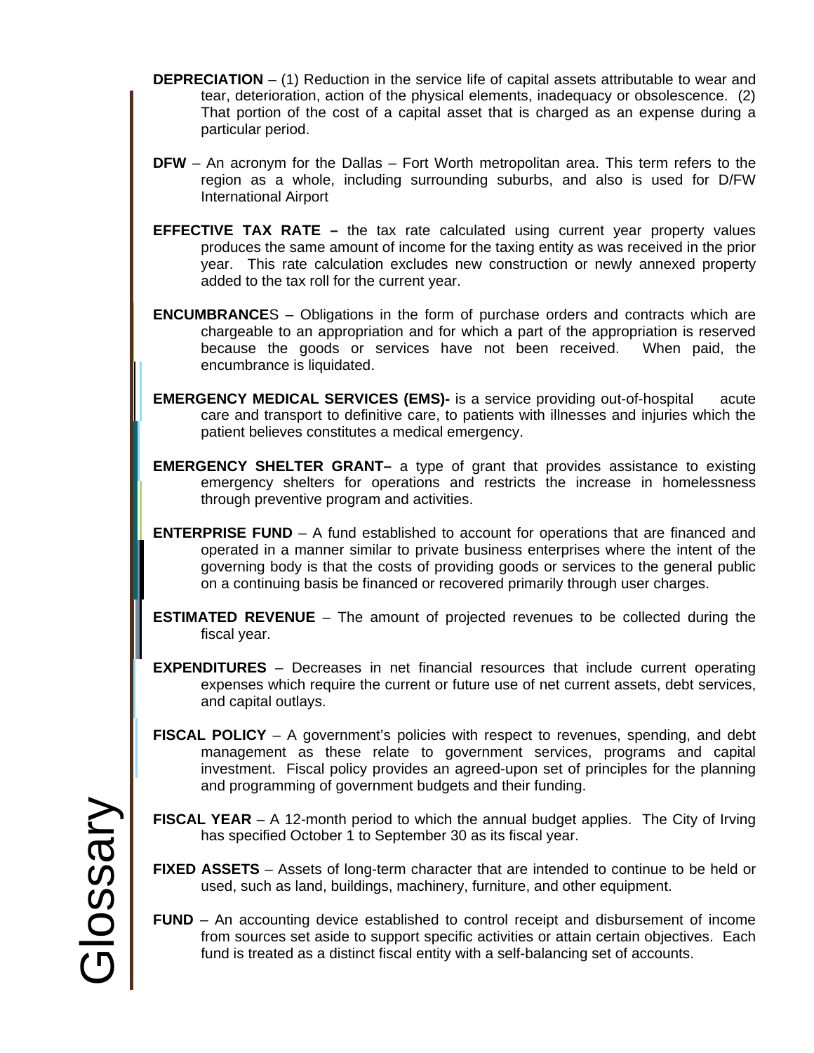**DEPRECIATION** – (1) Reduction in the service life of capital assets attributable to wear and tear, deterioration, action of the physical elements, inadequacy or obsolescence. (2) That portion of the cost of a capital asset that is charged as an expense during a particular period.

**DFW** – An acronym for the Dallas – Fort Worth metropolitan area. This term refers to the region as a whole, including surrounding suburbs, and also is used for D/FW International Airport

**EFFECTIVE TAX RATE –** the tax rate calculated using current year property values produces the same amount of income for the taxing entity as was received in the prior year. This rate calculation excludes new construction or newly annexed property added to the tax roll for the current year.

**ENCUMBRANCE**S – Obligations in the form of purchase orders and contracts which are chargeable to an appropriation and for which a part of the appropriation is reserved because the goods or services have not been received. When paid, the encumbrance is liquidated.

**EMERGENCY MEDICAL SERVICES (EMS)-** is a service providing out-of-hospital acute care and transport to definitive care, to patients with illnesses and injuries which the patient believes constitutes a medical emergency.

**EMERGENCY SHELTER GRANT–** a type of grant that provides assistance to existing emergency shelters for operations and restricts the increase in homelessness through preventive program and activities.

**ENTERPRISE FUND** – A fund established to account for operations that are financed and operated in a manner similar to private business enterprises where the intent of the governing body is that the costs of providing goods or services to the general public on a continuing basis be financed or recovered primarily through user charges.

**ESTIMATED REVENUE** – The amount of projected revenues to be collected during the fiscal year.

**EXPENDITURES** – Decreases in net financial resources that include current operating expenses which require the current or future use of net current assets, debt services, and capital outlays.

**FISCAL POLICY** – A government's policies with respect to revenues, spending, and debt management as these relate to government services, programs and capital investment. Fiscal policy provides an agreed-upon set of principles for the planning and programming of government budgets and their funding.

**FISCAL YEAR** – A 12-month period to which the annual budget applies. The City of Irving has specified October 1 to September 30 as its fiscal year.

**FIXED ASSETS** – Assets of long-term character that are intended to continue to be held or used, such as land, buildings, machinery, furniture, and other equipment.

**FUND** – An accounting device established to control receipt and disbursement of income from sources set aside to support specific activities or attain certain objectives. Each fund is treated as a distinct fiscal entity with a self-balancing set of accounts.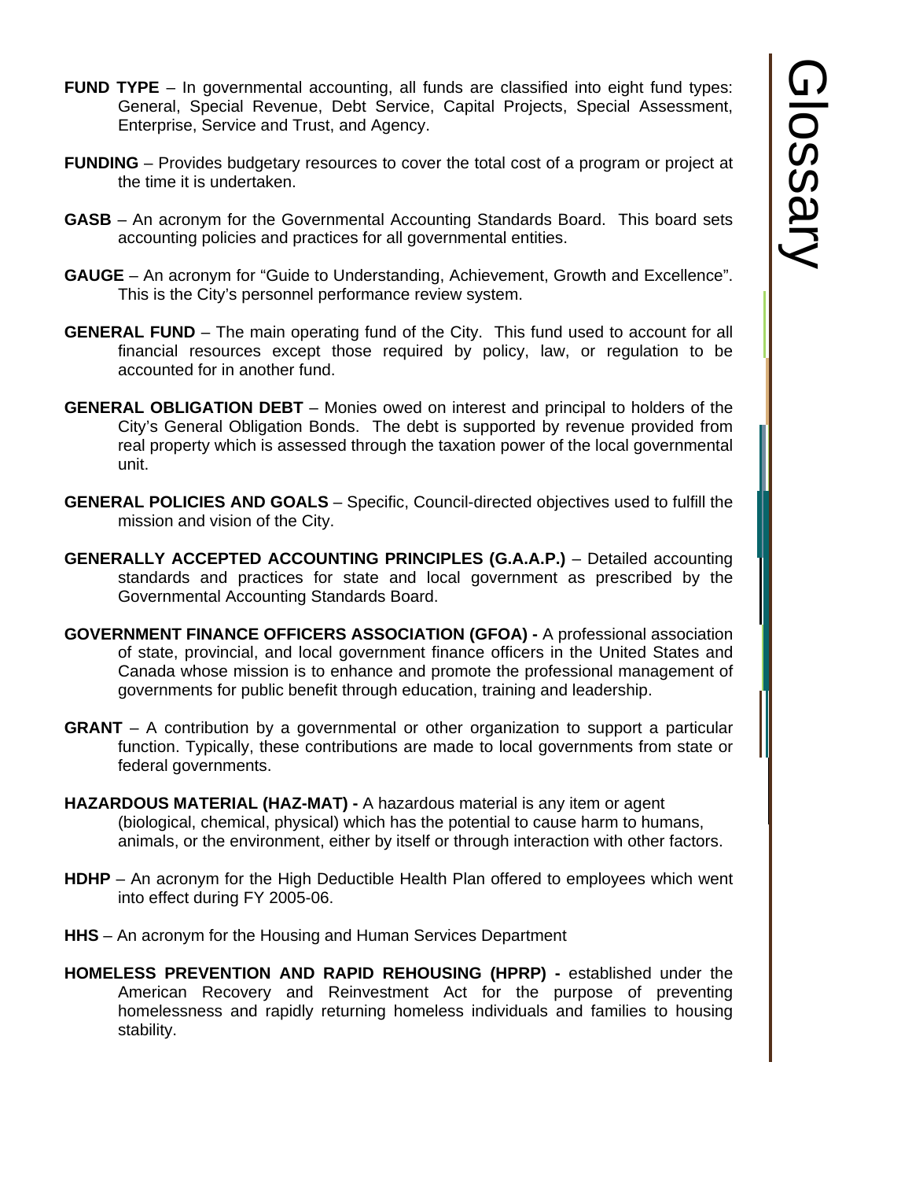**FUND TYPE** – In governmental accounting, all funds are classified into eight fund types: General, Special Revenue, Debt Service, Capital Projects, Special Assessment, Enterprise, Service and Trust, and Agency.

**FUNDING** – Provides budgetary resources to cover the total cost of a program or project at the time it is undertaken.

**GASB** – An acronym for the Governmental Accounting Standards Board. This board sets accounting policies and practices for all governmental entities.

**GAUGE** – An acronym for "Guide to Understanding, Achievement, Growth and Excellence". This is the City's personnel performance review system.

**GENERAL FUND** – The main operating fund of the City. This fund used to account for all financial resources except those required by policy, law, or regulation to be accounted for in another fund.

**GENERAL OBLIGATION DEBT** – Monies owed on interest and principal to holders of the City's General Obligation Bonds. The debt is supported by revenue provided from real property which is assessed through the taxation power of the local governmental unit.

**GENERAL POLICIES AND GOALS** – Specific, Council-directed objectives used to fulfill the mission and vision of the City.

**GENERALLY ACCEPTED ACCOUNTING PRINCIPLES (G.A.A.P.)** – Detailed accounting standards and practices for state and local government as prescribed by the Governmental Accounting Standards Board.

**GOVERNMENT FINANCE OFFICERS ASSOCIATION (GFOA) -** A professional association of state, provincial, and local government finance officers in the United States and Canada whose mission is to enhance and promote the professional management of governments for public benefit through education, training and leadership.

**GRANT** – A contribution by a governmental or other organization to support a particular function. Typically, these contributions are made to local governments from state or federal governments.

**HAZARDOUS MATERIAL (HAZ-MAT) -** A hazardous material is any item or agent (biological, chemical, physical) which has the potential to cause harm to humans, animals, or the environment, either by itself or through interaction with other factors.

**HDHP** – An acronym for the High Deductible Health Plan offered to employees which went into effect during FY 2005-06.

**HHS** – An acronym for the Housing and Human Services Department

**HOMELESS PREVENTION AND RAPID REHOUSING (HPRP) -** established under the American Recovery and Reinvestment Act for the purpose of preventing homelessness and rapidly returning homeless individuals and families to housing stability.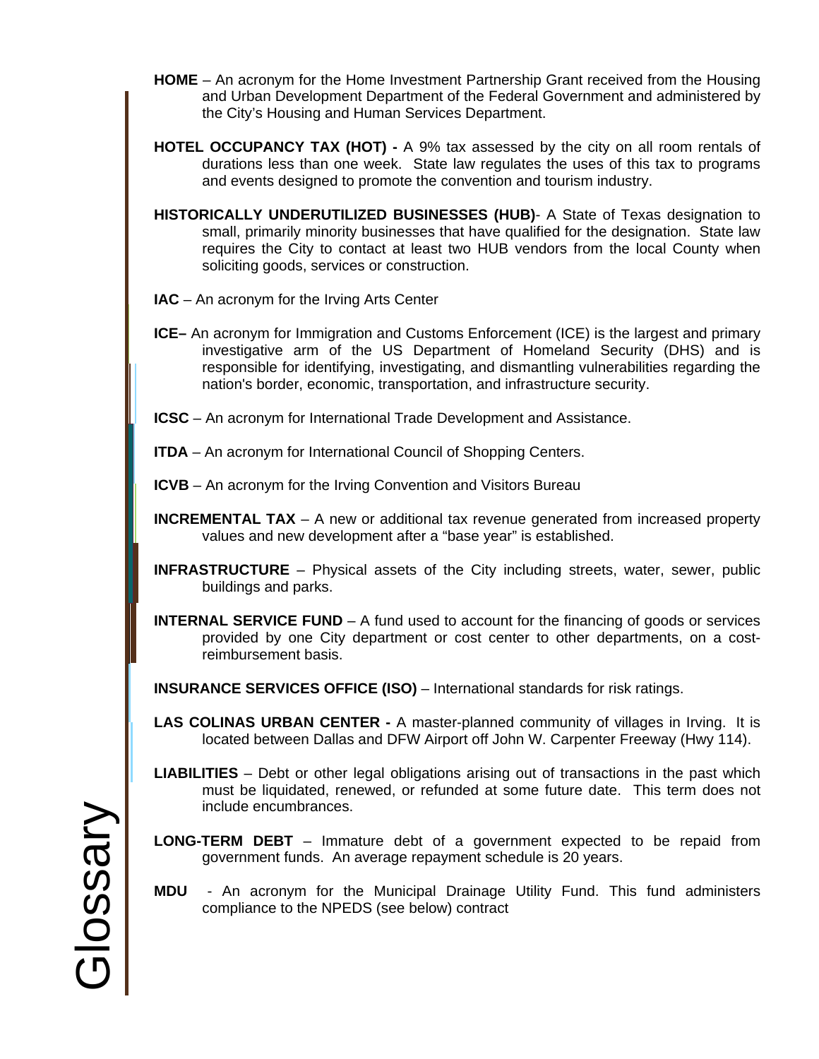**HOME** – An acronym for the Home Investment Partnership Grant received from the Housing and Urban Development Department of the Federal Government and administered by the City's Housing and Human Services Department.

**HOTEL OCCUPANCY TAX (HOT) -** A 9% tax assessed by the city on all room rentals of durations less than one week. State law regulates the uses of this tax to programs and events designed to promote the convention and tourism industry.

**HISTORICALLY UNDERUTILIZED BUSINESSES (HUB)**- A State of Texas designation to small, primarily minority businesses that have qualified for the designation. State law requires the City to contact at least two HUB vendors from the local County when soliciting goods, services or construction.

**IAC** – An acronym for the Irving Arts Center

**ICE–** An acronym for Immigration and Customs Enforcement (ICE) is the largest and primary investigative arm of the US Department of Homeland Security (DHS) and is responsible for identifying, investigating, and dismantling vulnerabilities regarding the nation's border, economic, transportation, and infrastructure security.

**ICSC** – An acronym for International Trade Development and Assistance.

**ITDA** – An acronym for International Council of Shopping Centers.

**ICVB** – An acronym for the Irving Convention and Visitors Bureau

**INCREMENTAL TAX** – A new or additional tax revenue generated from increased property values and new development after a "base year" is established.

**INFRASTRUCTURE** – Physical assets of the City including streets, water, sewer, public buildings and parks.

**INTERNAL SERVICE FUND** – A fund used to account for the financing of goods or services provided by one City department or cost center to other departments, on a cost-reimbursement basis.

**INSURANCE SERVICES OFFICE (ISO)** – International standards for risk ratings.

**LAS COLINAS URBAN CENTER -** A master-planned community of villages in Irving. It is located between Dallas and DFW Airport off John W. Carpenter Freeway (Hwy 114).

**LIABILITIES** – Debt or other legal obligations arising out of transactions in the past which must be liquidated, renewed, or refunded at some future date. This term does not include encumbrances.

**LONG-TERM DEBT** – Immature debt of a government expected to be repaid from government funds. An average repayment schedule is 20 years.

**MDU** - An acronym for the Municipal Drainage Utility Fund. This fund administers compliance to the NPEDS (see below) contract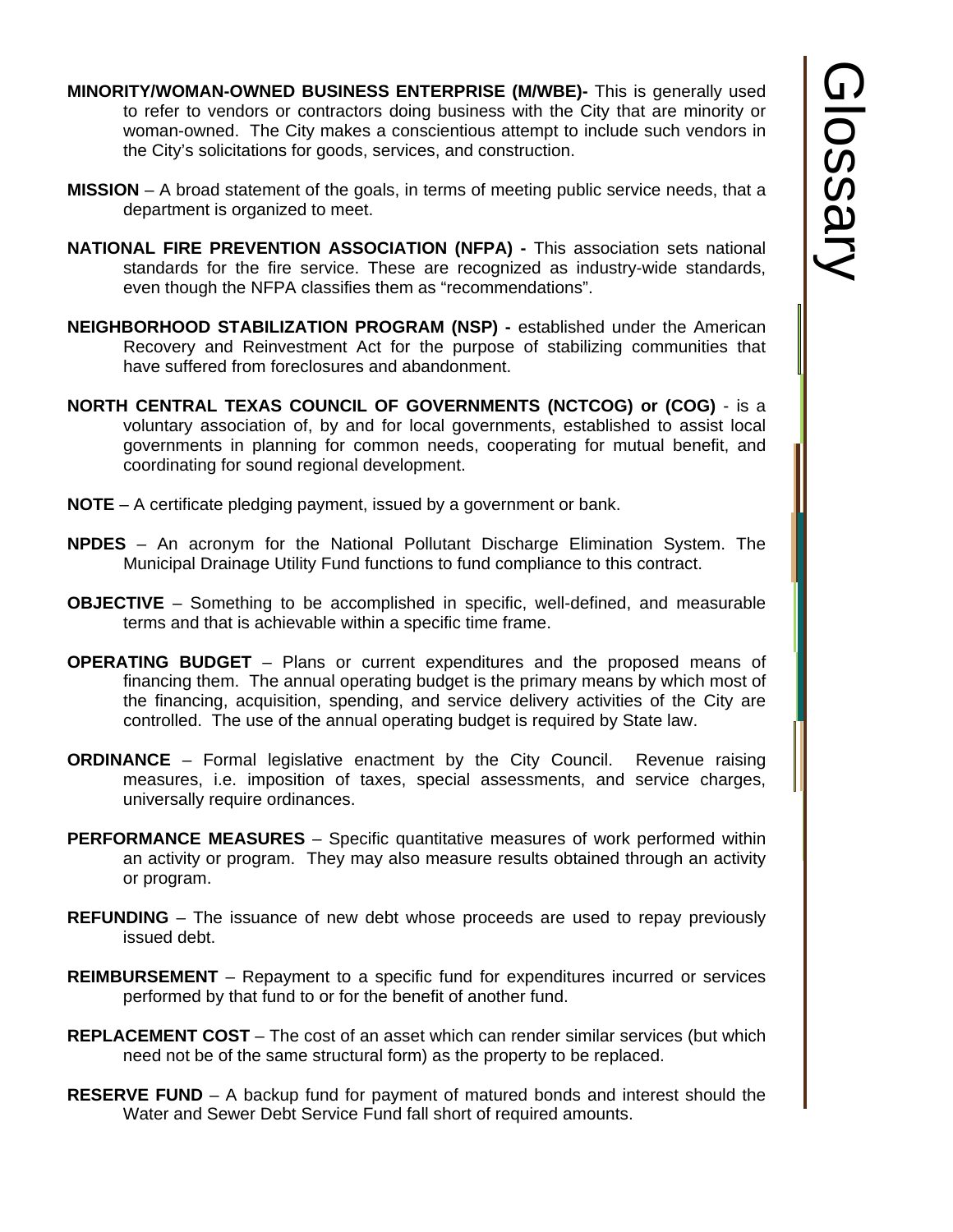**MINORITY/WOMAN-OWNED BUSINESS ENTERPRISE (M/WBE)-** This is generally used to refer to vendors or contractors doing business with the City that are minority or woman-owned. The City makes a conscientious attempt to include such vendors in the City's solicitations for goods, services, and construction.

**MISSION** – A broad statement of the goals, in terms of meeting public service needs, that a department is organized to meet.

**NATIONAL FIRE PREVENTION ASSOCIATION (NFPA) -** This association sets national standards for the fire service. These are recognized as industry-wide standards, even though the NFPA classifies them as "recommendations".

**NEIGHBORHOOD STABILIZATION PROGRAM (NSP) -** established under the American Recovery and Reinvestment Act for the purpose of stabilizing communities that have suffered from foreclosures and abandonment.

**NORTH CENTRAL TEXAS COUNCIL OF GOVERNMENTS (NCTCOG) or (COG)** - is a voluntary association of, by and for local governments, established to assist local governments in planning for common needs, cooperating for mutual benefit, and coordinating for sound regional development.

**NOTE** – A certificate pledging payment, issued by a government or bank.

**NPDES** – An acronym for the National Pollutant Discharge Elimination System. The Municipal Drainage Utility Fund functions to fund compliance to this contract.

**OBJECTIVE** – Something to be accomplished in specific, well-defined, and measurable terms and that is achievable within a specific time frame.

**OPERATING BUDGET** – Plans or current expenditures and the proposed means of financing them. The annual operating budget is the primary means by which most of the financing, acquisition, spending, and service delivery activities of the City are controlled. The use of the annual operating budget is required by State law.

**ORDINANCE** – Formal legislative enactment by the City Council. Revenue raising measures, i.e. imposition of taxes, special assessments, and service charges, universally require ordinances.

**PERFORMANCE MEASURES** – Specific quantitative measures of work performed within an activity or program. They may also measure results obtained through an activity or program.

**REFUNDING** – The issuance of new debt whose proceeds are used to repay previously issued debt.

**REIMBURSEMENT** – Repayment to a specific fund for expenditures incurred or services performed by that fund to or for the benefit of another fund.

**REPLACEMENT COST** – The cost of an asset which can render similar services (but which need not be of the same structural form) as the property to be replaced.

**RESERVE FUND** – A backup fund for payment of matured bonds and interest should the Water and Sewer Debt Service Fund fall short of required amounts.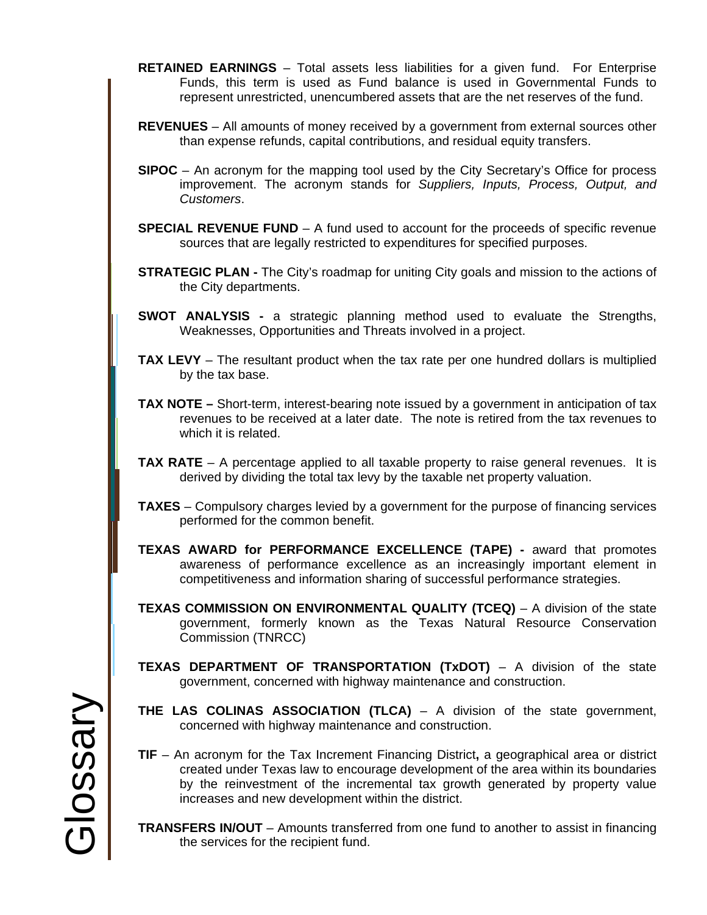**RETAINED EARNINGS** – Total assets less liabilities for a given fund. For Enterprise Funds, this term is used as Fund balance is used in Governmental Funds to represent unrestricted, unencumbered assets that are the net reserves of the fund.

**REVENUES** – All amounts of money received by a government from external sources other than expense refunds, capital contributions, and residual equity transfers.

**SIPOC** – An acronym for the mapping tool used by the City Secretary's Office for process improvement. The acronym stands for *Suppliers, Inputs, Process, Output, and Customers*.

**SPECIAL REVENUE FUND** – A fund used to account for the proceeds of specific revenue sources that are legally restricted to expenditures for specified purposes.

**STRATEGIC PLAN -** The City's roadmap for uniting City goals and mission to the actions of the City departments.

**SWOT ANALYSIS -** a strategic planning method used to evaluate the Strengths, Weaknesses, Opportunities and Threats involved in a project.

**TAX LEVY** – The resultant product when the tax rate per one hundred dollars is multiplied by the tax base.

**TAX NOTE –** Short-term, interest-bearing note issued by a government in anticipation of tax revenues to be received at a later date. The note is retired from the tax revenues to which it is related.

**TAX RATE** – A percentage applied to all taxable property to raise general revenues. It is derived by dividing the total tax levy by the taxable net property valuation.

**TAXES** – Compulsory charges levied by a government for the purpose of financing services performed for the common benefit.

**TEXAS AWARD for PERFORMANCE EXCELLENCE (TAPE) -** award that promotes awareness of performance excellence as an increasingly important element in competitiveness and information sharing of successful performance strategies.

**TEXAS COMMISSION ON ENVIRONMENTAL QUALITY (TCEQ)** – A division of the state government, formerly known as the Texas Natural Resource Conservation Commission (TNRCC)

**TEXAS DEPARTMENT OF TRANSPORTATION (TxDOT)** – A division of the state government, concerned with highway maintenance and construction.

**THE LAS COLINAS ASSOCIATION (TLCA)** – A division of the state government, concerned with highway maintenance and construction.

**TIF** – An acronym for the Tax Increment Financing District**,** a geographical area or district created under Texas law to encourage development of the area within its boundaries by the reinvestment of the incremental tax growth generated by property value increases and new development within the district.

**TRANSFERS IN/OUT** – Amounts transferred from one fund to another to assist in financing the services for the recipient fund.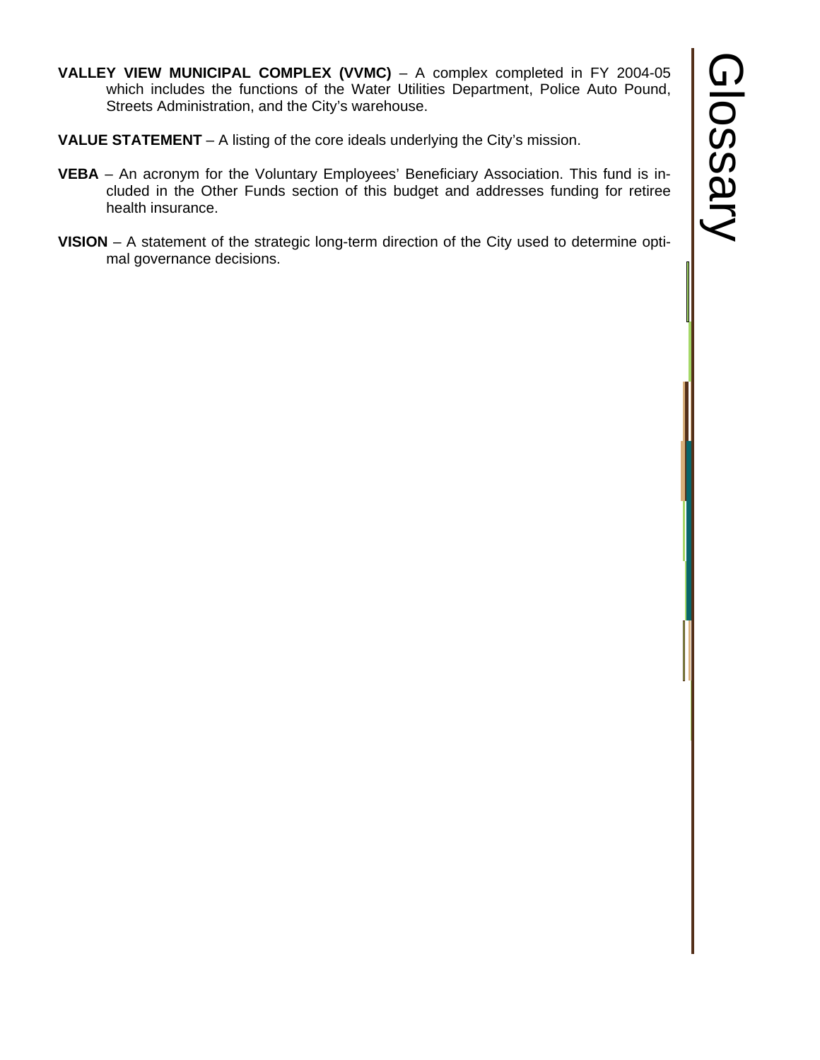**VALLEY VIEW MUNICIPAL COMPLEX (VVMC)** – A complex completed in FY 2004-05 which includes the functions of the Water Utilities Department, Police Auto Pound, Streets Administration, and the City's warehouse.

**VALUE STATEMENT** – A listing of the core ideals underlying the City's mission.

**VEBA** – An acronym for the Voluntary Employees' Beneficiary Association. This fund is included in the Other Funds section of this budget and addresses funding for retiree health insurance.

**VISION** – A statement of the strategic long-term direction of the City used to determine optimal governance decisions.